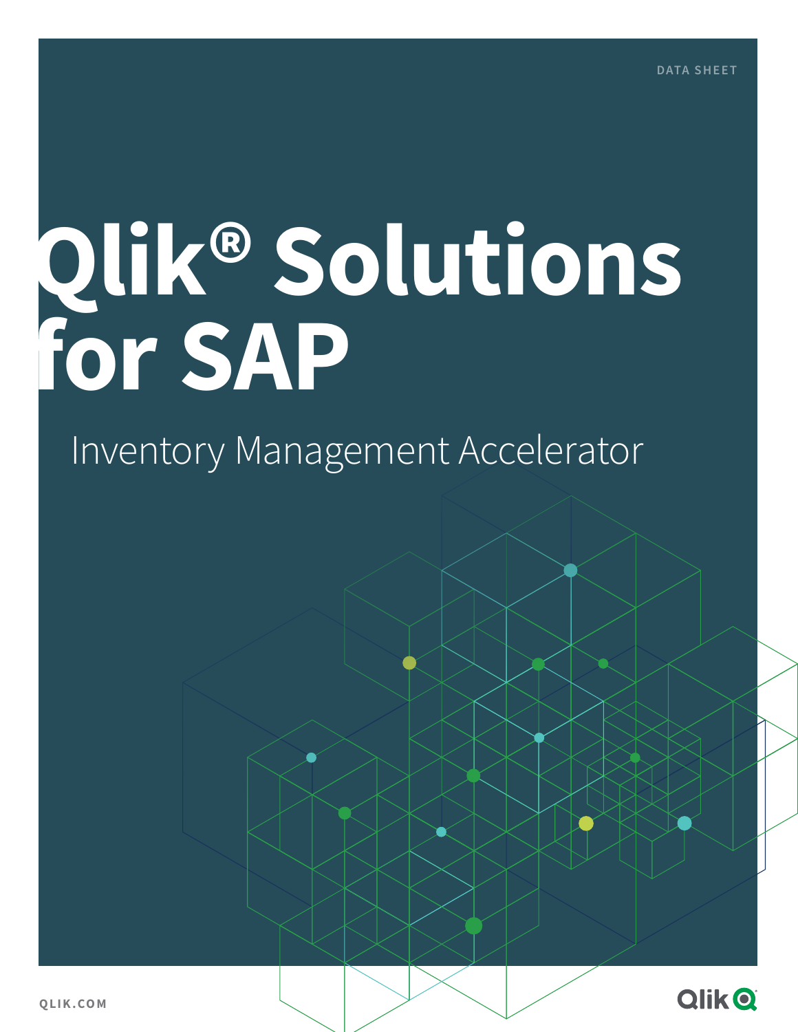DATA SHEET

# Qlik® Solutions for SAP

## Inventory Management Accelerator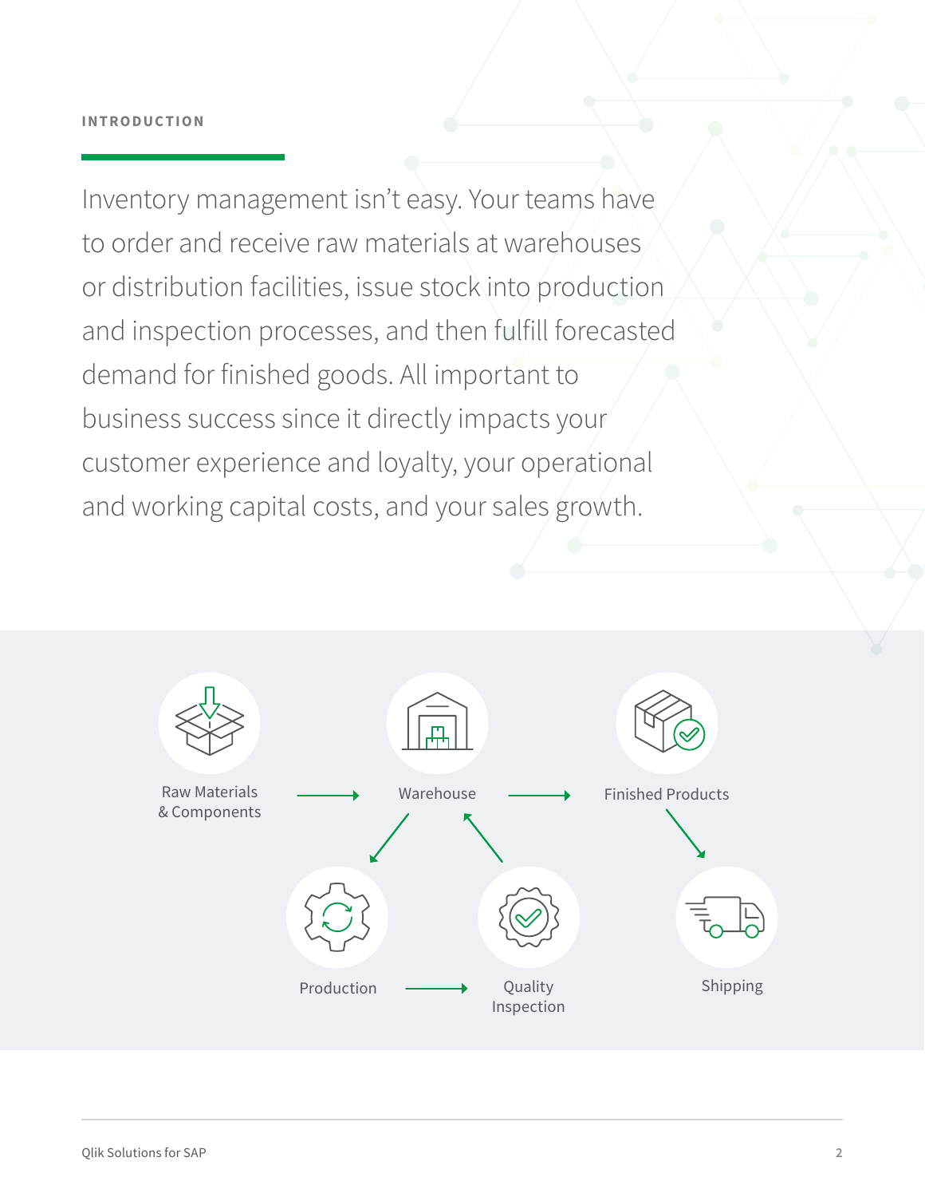## INTRODUCTION

Inventory management isn't easy. Your teams have to order and receive raw materials at warehouses or distribution facilities, issue stock into production and inspection processes, and then fulfill forecasted demand for finished goods. All important to business success since it directly impacts your customer experience and loyalty, your operational and working capital costs, and your sales growth.

Raw Materials & Components → Warehouse → Finished Products

Warehouse → Production → Quality Inspection → Warehouse

Finished Products → Shipping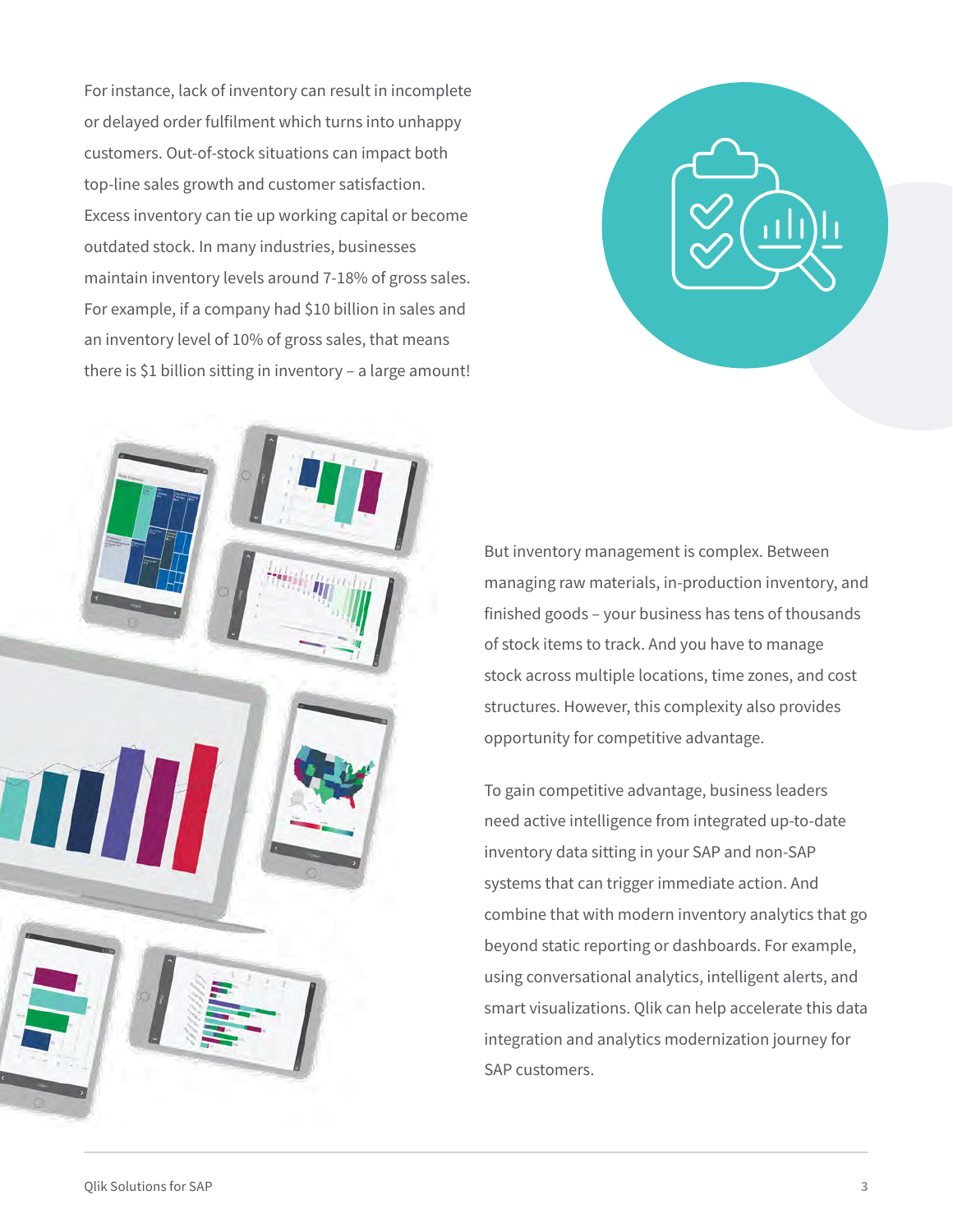For instance, lack of inventory can result in incomplete or delayed order fulfilment which turns into unhappy customers. Out-of-stock situations can impact both top-line sales growth and customer satisfaction. Excess inventory can tie up working capital or become outdated stock. In many industries, businesses maintain inventory levels around 7-18% of gross sales. For example, if a company had $10 billion in sales and an inventory level of 10% of gross sales, that means there is $1 billion sitting in inventory – a large amount!

But inventory management is complex. Between managing raw materials, in-production inventory, and finished goods – your business has tens of thousands of stock items to track. And you have to manage stock across multiple locations, time zones, and cost structures. However, this complexity also provides opportunity for competitive advantage.

To gain competitive advantage, business leaders need active intelligence from integrated up-to-date inventory data sitting in your SAP and non-SAP systems that can trigger immediate action. And combine that with modern inventory analytics that go beyond static reporting or dashboards. For example, using conversational analytics, intelligent alerts, and smart visualizations. Qlik can help accelerate this data integration and analytics modernization journey for SAP customers.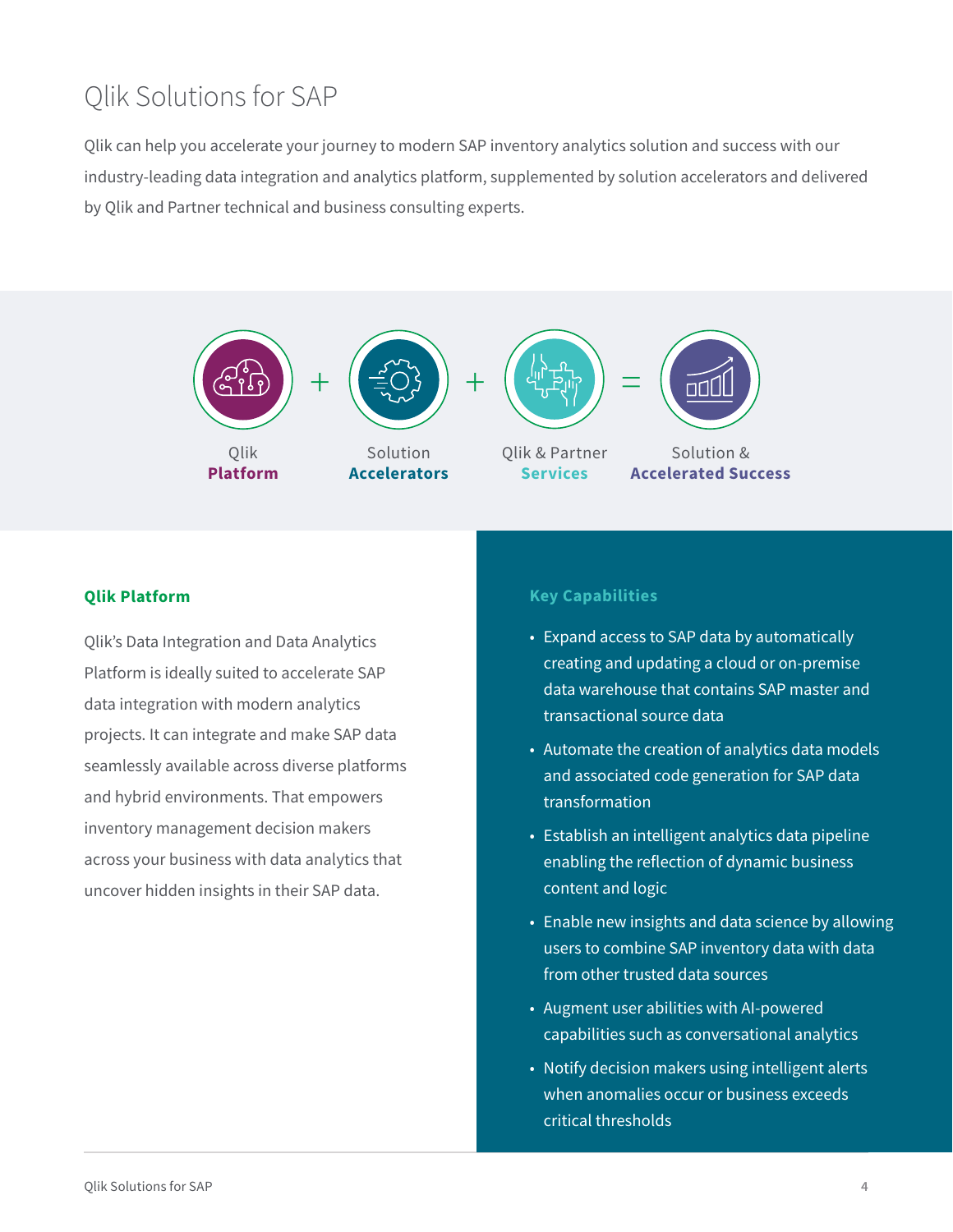# Qlik Solutions for SAP

Qlik can help you accelerate your journey to modern SAP inventory analytics solution and success with our industry-leading data integration and analytics platform, supplemented by solution accelerators and delivered by Qlik and Partner technical and business consulting experts.

Qlik **Platform** + Solution **Accelerators** + Qlik & Partner **Services** = Solution & **Accelerated Success**

### Qlik Platform

Qlik's Data Integration and Data Analytics Platform is ideally suited to accelerate SAP data integration with modern analytics projects. It can integrate and make SAP data seamlessly available across diverse platforms and hybrid environments. That empowers inventory management decision makers across your business with data analytics that uncover hidden insights in their SAP data.

### Key Capabilities

- Expand access to SAP data by automatically creating and updating a cloud or on-premise data warehouse that contains SAP master and transactional source data
- Automate the creation of analytics data models and associated code generation for SAP data transformation
- Establish an intelligent analytics data pipeline enabling the reflection of dynamic business content and logic
- Enable new insights and data science by allowing users to combine SAP inventory data with data from other trusted data sources
- Augment user abilities with AI-powered capabilities such as conversational analytics
- Notify decision makers using intelligent alerts when anomalies occur or business exceeds critical thresholds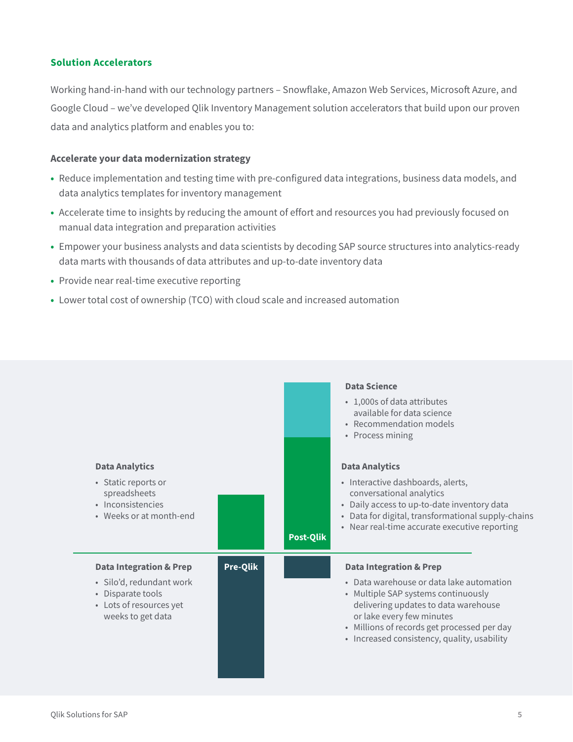## Solution Accelerators

Working hand-in-hand with our technology partners – Snowflake, Amazon Web Services, Microsoft Azure, and Google Cloud – we've developed Qlik Inventory Management solution accelerators that build upon our proven data and analytics platform and enables you to:

### Accelerate your data modernization strategy

- Reduce implementation and testing time with pre-configured data integrations, business data models, and data analytics templates for inventory management
- Accelerate time to insights by reducing the amount of effort and resources you had previously focused on manual data integration and preparation activities
- Empower your business analysts and data scientists by decoding SAP source structures into analytics-ready data marts with thousands of data attributes and up-to-date inventory data
- Provide near real-time executive reporting
- Lower total cost of ownership (TCO) with cloud scale and increased automation

### Pre-Qlik

**Data Analytics**

- Static reports or spreadsheets
- Inconsistencies
- Weeks or at month-end

**Data Integration & Prep**

- Silo'd, redundant work
- Disparate tools
- Lots of resources yet weeks to get data

### Post-Qlik

**Data Science**

- 1,000s of data attributes available for data science
- Recommendation models
- Process mining

**Data Analytics**

- Interactive dashboards, alerts, conversational analytics
- Daily access to up-to-date inventory data
- Data for digital, transformational supply-chains
- Near real-time accurate executive reporting

**Data Integration & Prep**

- Data warehouse or data lake automation
- Multiple SAP systems continuously delivering updates to data warehouse or lake every few minutes
- Millions of records get processed per day
- Increased consistency, quality, usability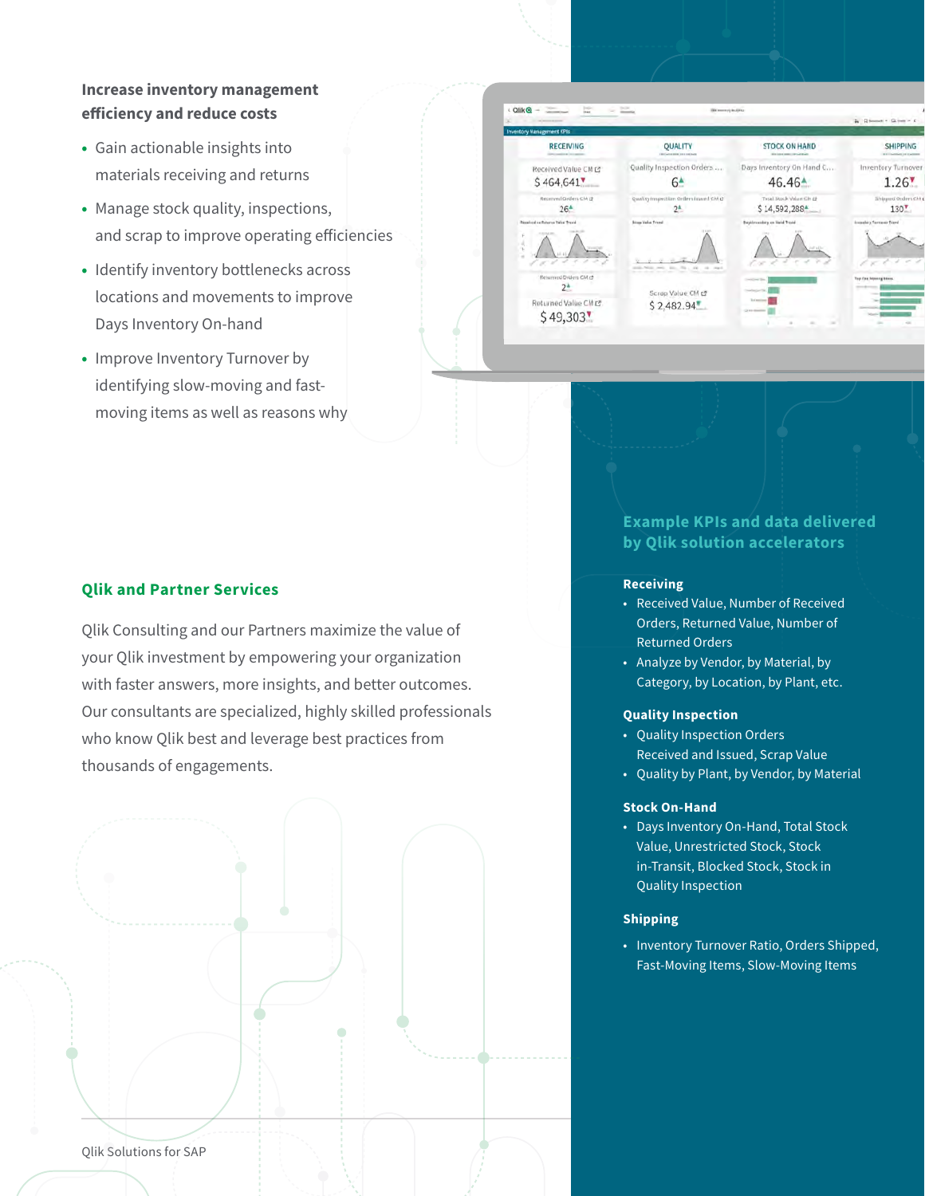## Increase inventory management efficiency and reduce costs

- Gain actionable insights into materials receiving and returns
- Manage stock quality, inspections, and scrap to improve operating efficiencies
- Identify inventory bottlenecks across locations and movements to improve Days Inventory On-hand
- Improve Inventory Turnover by identifying slow-moving and fast-moving items as well as reasons why

## Qlik and Partner Services

Qlik Consulting and our Partners maximize the value of your Qlik investment by empowering your organization with faster answers, more insights, and better outcomes. Our consultants are specialized, highly skilled professionals who know Qlik best and leverage best practices from thousands of engagements.

## Example KPIs and data delivered by Qlik solution accelerators

### Receiving

- Received Value, Number of Received Orders, Returned Value, Number of Returned Orders
- Analyze by Vendor, by Material, by Category, by Location, by Plant, etc.

### Quality Inspection

- Quality Inspection Orders Received and Issued, Scrap Value
- Quality by Plant, by Vendor, by Material

### Stock On-Hand

- Days Inventory On-Hand, Total Stock Value, Unrestricted Stock, Stock in-Transit, Blocked Stock, Stock in Quality Inspection

### Shipping

- Inventory Turnover Ratio, Orders Shipped, Fast-Moving Items, Slow-Moving Items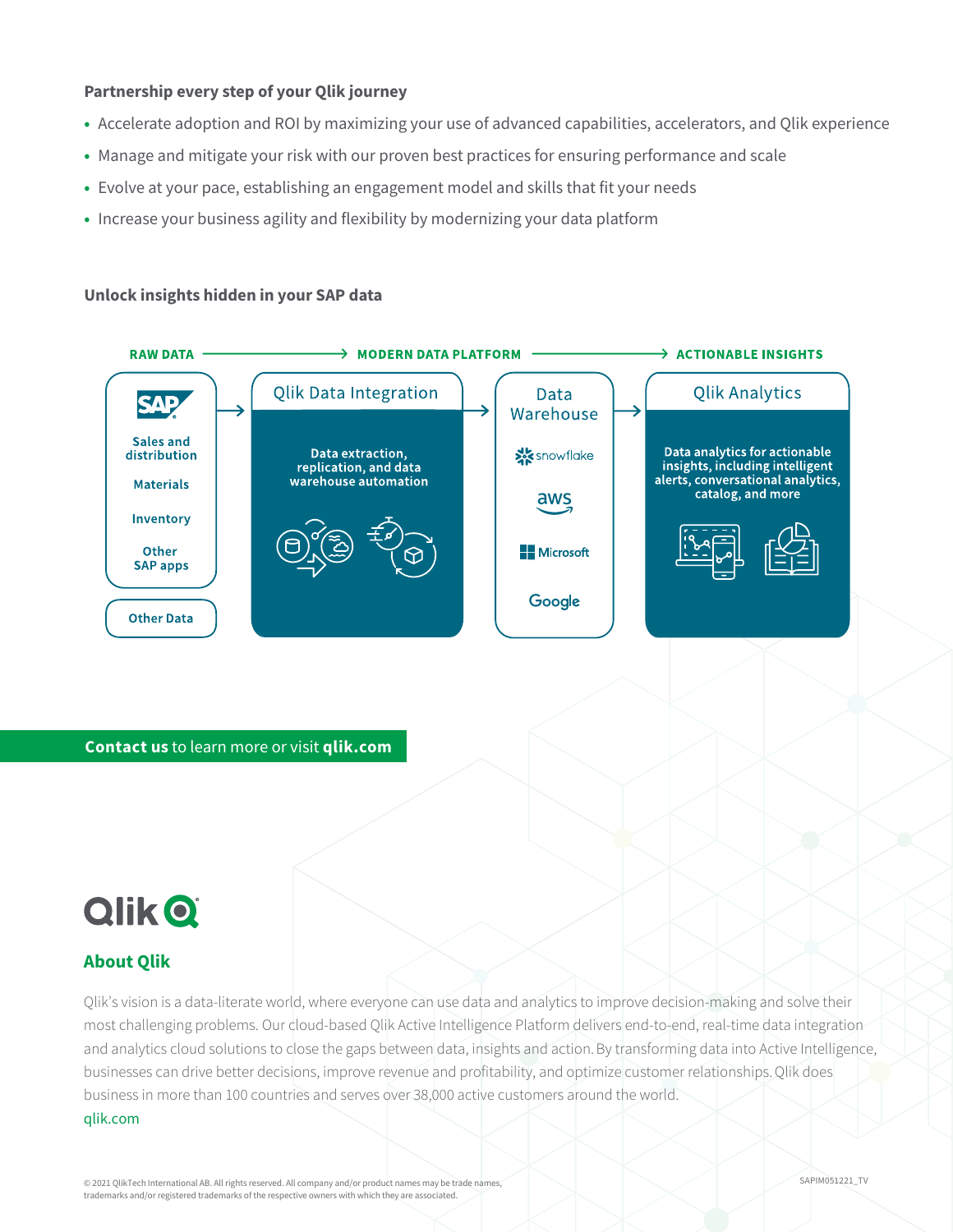### Partnership every step of your Qlik journey

- Accelerate adoption and ROI by maximizing your use of advanced capabilities, accelerators, and Qlik experience
- Manage and mitigate your risk with our proven best practices for ensuring performance and scale
- Evolve at your pace, establishing an engagement model and skills that fit your needs
- Increase your business agility and flexibility by modernizing your data platform

### Unlock insights hidden in your SAP data

RAW DATA → MODERN DATA PLATFORM → ACTIONABLE INSIGHTS

SAP
Sales and distribution
Materials
Inventory
Other SAP apps

Other Data

Qlik Data Integration
Data extraction, replication, and data warehouse automation

Data Warehouse
snowflake
aws
Microsoft
Google

Qlik Analytics
Data analytics for actionable insights, including intelligent alerts, conversational analytics, catalog, and more

**Contact us** to learn more or visit **qlik.com**

## About Qlik

Qlik's vision is a data-literate world, where everyone can use data and analytics to improve decision-making and solve their most challenging problems. Our cloud-based Qlik Active Intelligence Platform delivers end-to-end, real-time data integration and analytics cloud solutions to close the gaps between data, insights and action. By transforming data into Active Intelligence, businesses can drive better decisions, improve revenue and profitability, and optimize customer relationships. Qlik does business in more than 100 countries and serves over 38,000 active customers around the world.

qlik.com

© 2021 QlikTech International AB. All rights reserved. All company and/or product names may be trade names, trademarks and/or registered trademarks of the respective owners with which they are associated.

SAPIM051221_TV